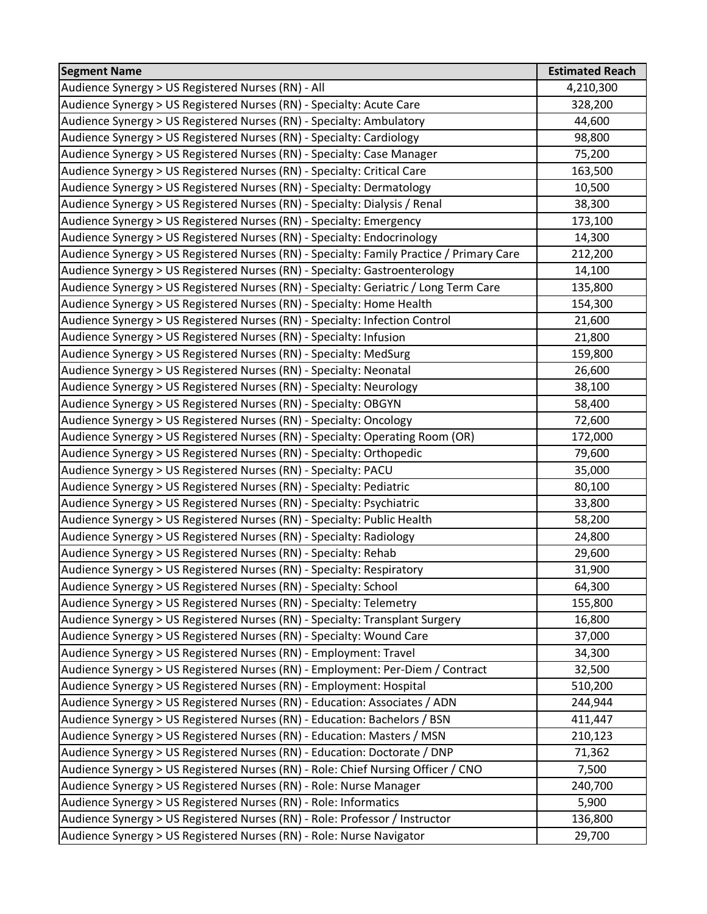| Segment Name | Estimated Reach |
| --- | --- |
| Audience Synergy > US Registered Nurses (RN) - All | 4,210,300 |
| Audience Synergy > US Registered Nurses (RN) - Specialty: Acute Care | 328,200 |
| Audience Synergy > US Registered Nurses (RN) - Specialty: Ambulatory | 44,600 |
| Audience Synergy > US Registered Nurses (RN) - Specialty: Cardiology | 98,800 |
| Audience Synergy > US Registered Nurses (RN) - Specialty: Case Manager | 75,200 |
| Audience Synergy > US Registered Nurses (RN) - Specialty: Critical Care | 163,500 |
| Audience Synergy > US Registered Nurses (RN) - Specialty: Dermatology | 10,500 |
| Audience Synergy > US Registered Nurses (RN) - Specialty: Dialysis / Renal | 38,300 |
| Audience Synergy > US Registered Nurses (RN) - Specialty: Emergency | 173,100 |
| Audience Synergy > US Registered Nurses (RN) - Specialty: Endocrinology | 14,300 |
| Audience Synergy > US Registered Nurses (RN) - Specialty: Family Practice / Primary Care | 212,200 |
| Audience Synergy > US Registered Nurses (RN) - Specialty: Gastroenterology | 14,100 |
| Audience Synergy > US Registered Nurses (RN) - Specialty: Geriatric / Long Term Care | 135,800 |
| Audience Synergy > US Registered Nurses (RN) - Specialty: Home Health | 154,300 |
| Audience Synergy > US Registered Nurses (RN) - Specialty: Infection Control | 21,600 |
| Audience Synergy > US Registered Nurses (RN) - Specialty: Infusion | 21,800 |
| Audience Synergy > US Registered Nurses (RN) - Specialty: MedSurg | 159,800 |
| Audience Synergy > US Registered Nurses (RN) - Specialty: Neonatal | 26,600 |
| Audience Synergy > US Registered Nurses (RN) - Specialty: Neurology | 38,100 |
| Audience Synergy > US Registered Nurses (RN) - Specialty: OBGYN | 58,400 |
| Audience Synergy > US Registered Nurses (RN) - Specialty: Oncology | 72,600 |
| Audience Synergy > US Registered Nurses (RN) - Specialty: Operating Room (OR) | 172,000 |
| Audience Synergy > US Registered Nurses (RN) - Specialty: Orthopedic | 79,600 |
| Audience Synergy > US Registered Nurses (RN) - Specialty: PACU | 35,000 |
| Audience Synergy > US Registered Nurses (RN) - Specialty: Pediatric | 80,100 |
| Audience Synergy > US Registered Nurses (RN) - Specialty: Psychiatric | 33,800 |
| Audience Synergy > US Registered Nurses (RN) - Specialty: Public Health | 58,200 |
| Audience Synergy > US Registered Nurses (RN) - Specialty: Radiology | 24,800 |
| Audience Synergy > US Registered Nurses (RN) - Specialty: Rehab | 29,600 |
| Audience Synergy > US Registered Nurses (RN) - Specialty: Respiratory | 31,900 |
| Audience Synergy > US Registered Nurses (RN) - Specialty: School | 64,300 |
| Audience Synergy > US Registered Nurses (RN) - Specialty: Telemetry | 155,800 |
| Audience Synergy > US Registered Nurses (RN) - Specialty: Transplant Surgery | 16,800 |
| Audience Synergy > US Registered Nurses (RN) - Specialty: Wound Care | 37,000 |
| Audience Synergy > US Registered Nurses (RN) - Employment: Travel | 34,300 |
| Audience Synergy > US Registered Nurses (RN) - Employment: Per-Diem / Contract | 32,500 |
| Audience Synergy > US Registered Nurses (RN) - Employment: Hospital | 510,200 |
| Audience Synergy > US Registered Nurses (RN) - Education: Associates / ADN | 244,944 |
| Audience Synergy > US Registered Nurses (RN) - Education: Bachelors / BSN | 411,447 |
| Audience Synergy > US Registered Nurses (RN) - Education: Masters / MSN | 210,123 |
| Audience Synergy > US Registered Nurses (RN) - Education: Doctorate / DNP | 71,362 |
| Audience Synergy > US Registered Nurses (RN) - Role: Chief Nursing Officer / CNO | 7,500 |
| Audience Synergy > US Registered Nurses (RN) - Role: Nurse Manager | 240,700 |
| Audience Synergy > US Registered Nurses (RN) - Role: Informatics | 5,900 |
| Audience Synergy > US Registered Nurses (RN) - Role: Professor / Instructor | 136,800 |
| Audience Synergy > US Registered Nurses (RN) - Role: Nurse Navigator | 29,700 |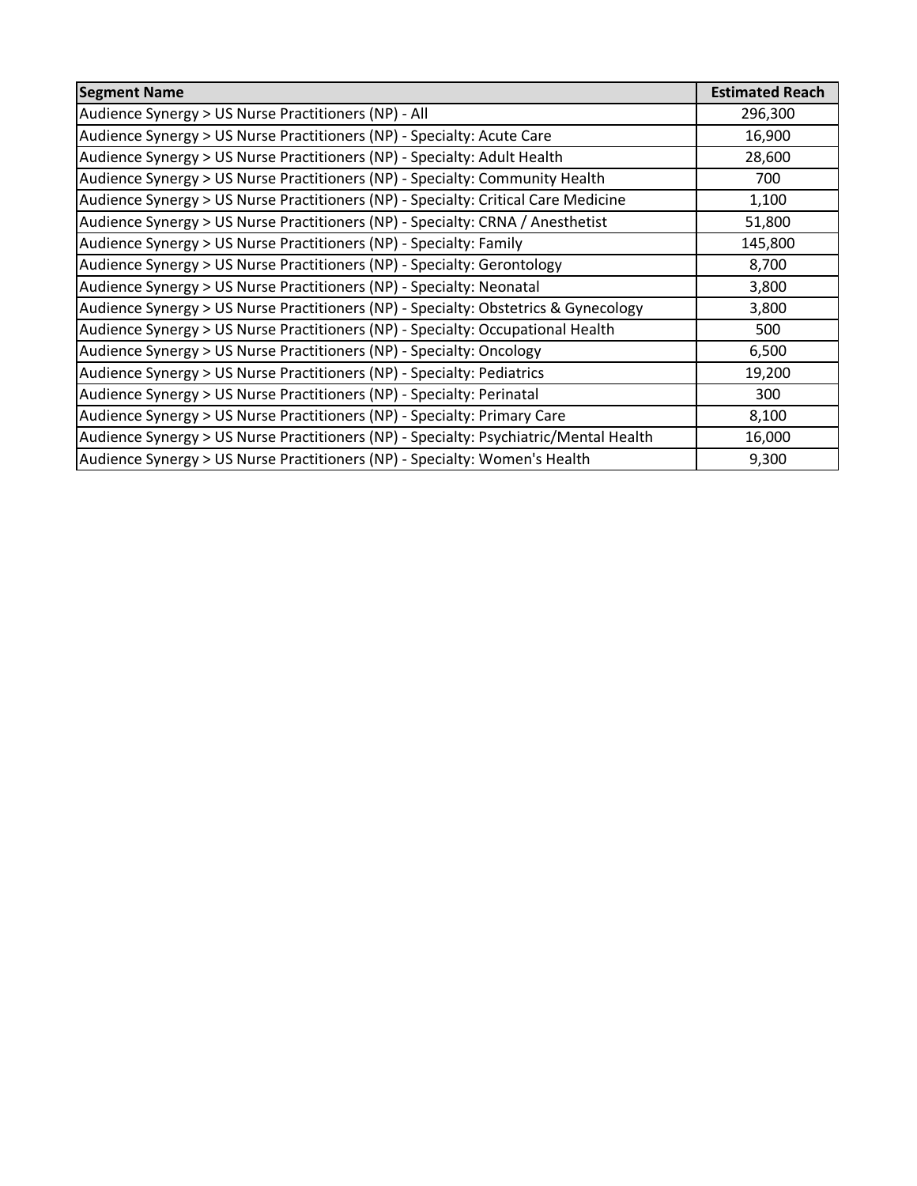| Segment Name | Estimated Reach |
|---|---|
| Audience Synergy > US Nurse Practitioners (NP) - All | 296,300 |
| Audience Synergy > US Nurse Practitioners (NP) - Specialty: Acute Care | 16,900 |
| Audience Synergy > US Nurse Practitioners (NP) - Specialty: Adult Health | 28,600 |
| Audience Synergy > US Nurse Practitioners (NP) - Specialty: Community Health | 700 |
| Audience Synergy > US Nurse Practitioners (NP) - Specialty: Critical Care Medicine | 1,100 |
| Audience Synergy > US Nurse Practitioners (NP) - Specialty: CRNA / Anesthetist | 51,800 |
| Audience Synergy > US Nurse Practitioners (NP) - Specialty: Family | 145,800 |
| Audience Synergy > US Nurse Practitioners (NP) - Specialty: Gerontology | 8,700 |
| Audience Synergy > US Nurse Practitioners (NP) - Specialty: Neonatal | 3,800 |
| Audience Synergy > US Nurse Practitioners (NP) - Specialty: Obstetrics & Gynecology | 3,800 |
| Audience Synergy > US Nurse Practitioners (NP) - Specialty: Occupational Health | 500 |
| Audience Synergy > US Nurse Practitioners (NP) - Specialty: Oncology | 6,500 |
| Audience Synergy > US Nurse Practitioners (NP) - Specialty: Pediatrics | 19,200 |
| Audience Synergy > US Nurse Practitioners (NP) - Specialty: Perinatal | 300 |
| Audience Synergy > US Nurse Practitioners (NP) - Specialty: Primary Care | 8,100 |
| Audience Synergy > US Nurse Practitioners (NP) - Specialty: Psychiatric/Mental Health | 16,000 |
| Audience Synergy > US Nurse Practitioners (NP) - Specialty: Women's Health | 9,300 |